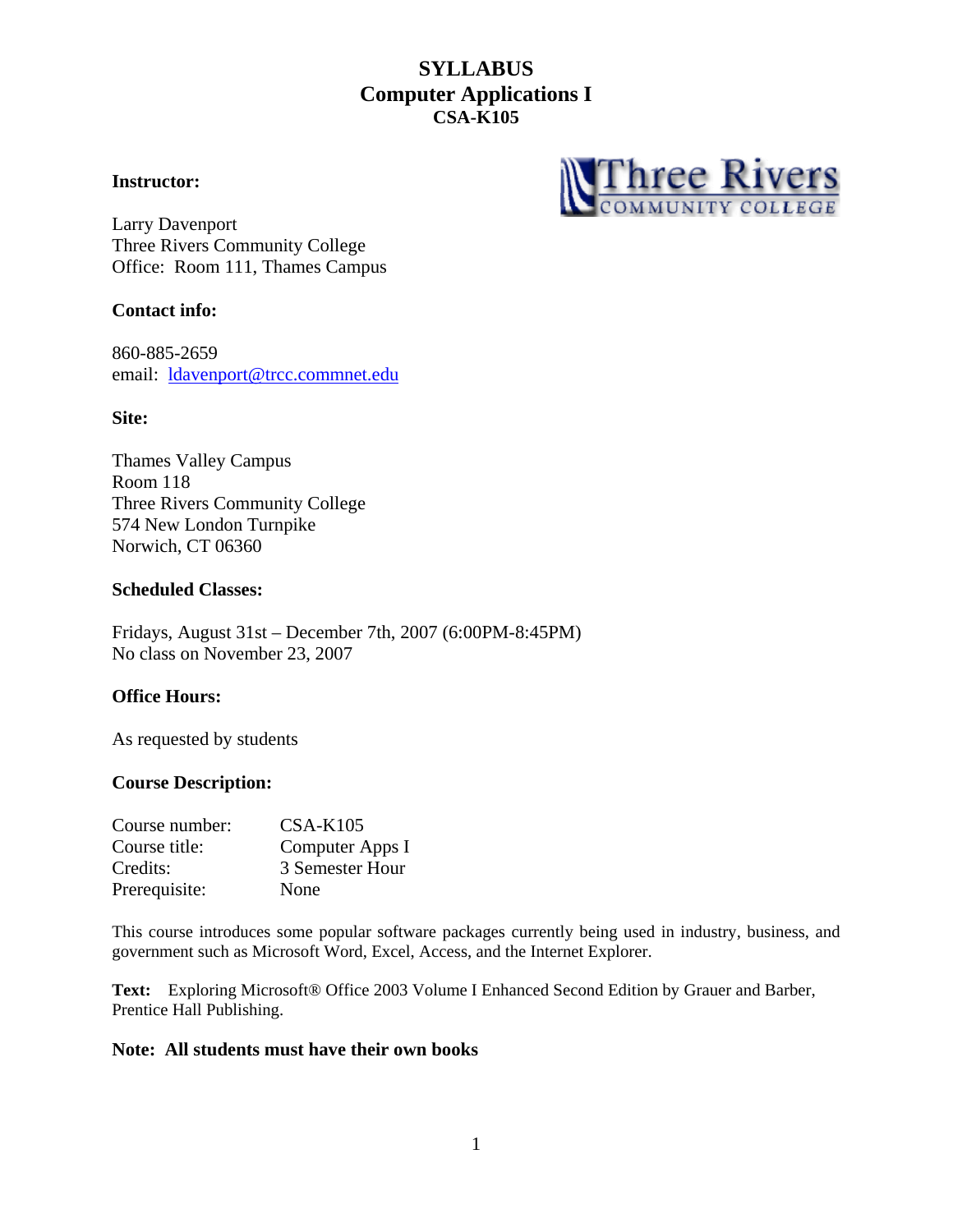# SYLLABUS
# Computer Applications I
## CSA-K105

**Instructor:**

Larry Davenport
Three Rivers Community College
Office: Room 111, Thames Campus

**Contact info:**

860-885-2659
email: ldavenport@trcc.commnet.edu

**Site:**

Thames Valley Campus
Room 118
Three Rivers Community College
574 New London Turnpike
Norwich, CT 06360

**Scheduled Classes:**

Fridays, August 31st – December 7th, 2007 (6:00PM-8:45PM)
No class on November 23, 2007

**Office Hours:**

As requested by students

**Course Description:**

| | |
|---|---|
| Course number: | CSA-K105 |
| Course title: | Computer Apps I |
| Credits: | 3 Semester Hour |
| Prerequisite: | None |

This course introduces some popular software packages currently being used in industry, business, and government such as Microsoft Word, Excel, Access, and the Internet Explorer.

**Text:** Exploring Microsoft® Office 2003 Volume I Enhanced Second Edition by Grauer and Barber, Prentice Hall Publishing.

**Note: All students must have their own books**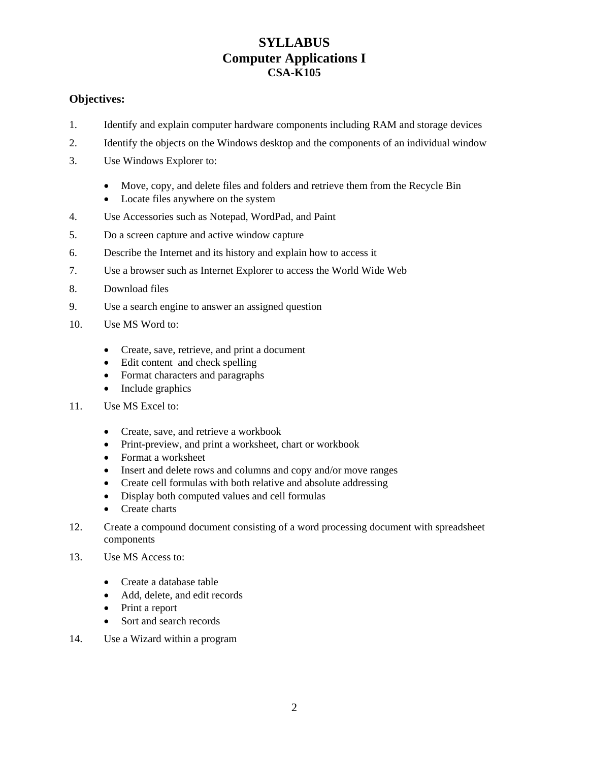# SYLLABUS
# Computer Applications I
## CSA-K105

### Objectives:

1. Identify and explain computer hardware components including RAM and storage devices
2. Identify the objects on the Windows desktop and the components of an individual window
3. Use Windows Explorer to:
   - Move, copy, and delete files and folders and retrieve them from the Recycle Bin
   - Locate files anywhere on the system
4. Use Accessories such as Notepad, WordPad, and Paint
5. Do a screen capture and active window capture
6. Describe the Internet and its history and explain how to access it
7. Use a browser such as Internet Explorer to access the World Wide Web
8. Download files
9. Use a search engine to answer an assigned question
10. Use MS Word to:
    - Create, save, retrieve, and print a document
    - Edit content and check spelling
    - Format characters and paragraphs
    - Include graphics
11. Use MS Excel to:
    - Create, save, and retrieve a workbook
    - Print-preview, and print a worksheet, chart or workbook
    - Format a worksheet
    - Insert and delete rows and columns and copy and/or move ranges
    - Create cell formulas with both relative and absolute addressing
    - Display both computed values and cell formulas
    - Create charts
12. Create a compound document consisting of a word processing document with spreadsheet components
13. Use MS Access to:
    - Create a database table
    - Add, delete, and edit records
    - Print a report
    - Sort and search records
14. Use a Wizard within a program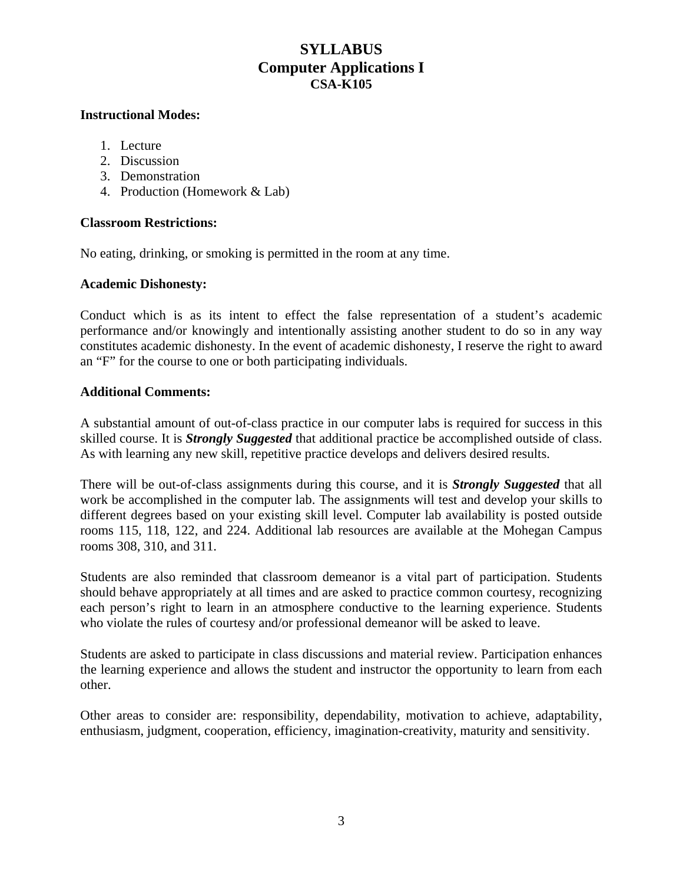# SYLLABUS
# Computer Applications I
## CSA-K105

**Instructional Modes:**

1. Lecture
2. Discussion
3. Demonstration
4. Production (Homework & Lab)

**Classroom Restrictions:**

No eating, drinking, or smoking is permitted in the room at any time.

**Academic Dishonesty:**

Conduct which is as its intent to effect the false representation of a student's academic performance and/or knowingly and intentionally assisting another student to do so in any way constitutes academic dishonesty. In the event of academic dishonesty, I reserve the right to award an "F" for the course to one or both participating individuals.

**Additional Comments:**

A substantial amount of out-of-class practice in our computer labs is required for success in this skilled course. It is ***Strongly Suggested*** that additional practice be accomplished outside of class. As with learning any new skill, repetitive practice develops and delivers desired results.

There will be out-of-class assignments during this course, and it is ***Strongly Suggested*** that all work be accomplished in the computer lab. The assignments will test and develop your skills to different degrees based on your existing skill level. Computer lab availability is posted outside rooms 115, 118, 122, and 224. Additional lab resources are available at the Mohegan Campus rooms 308, 310, and 311.

Students are also reminded that classroom demeanor is a vital part of participation. Students should behave appropriately at all times and are asked to practice common courtesy, recognizing each person's right to learn in an atmosphere conductive to the learning experience. Students who violate the rules of courtesy and/or professional demeanor will be asked to leave.

Students are asked to participate in class discussions and material review. Participation enhances the learning experience and allows the student and instructor the opportunity to learn from each other.

Other areas to consider are: responsibility, dependability, motivation to achieve, adaptability, enthusiasm, judgment, cooperation, efficiency, imagination-creativity, maturity and sensitivity.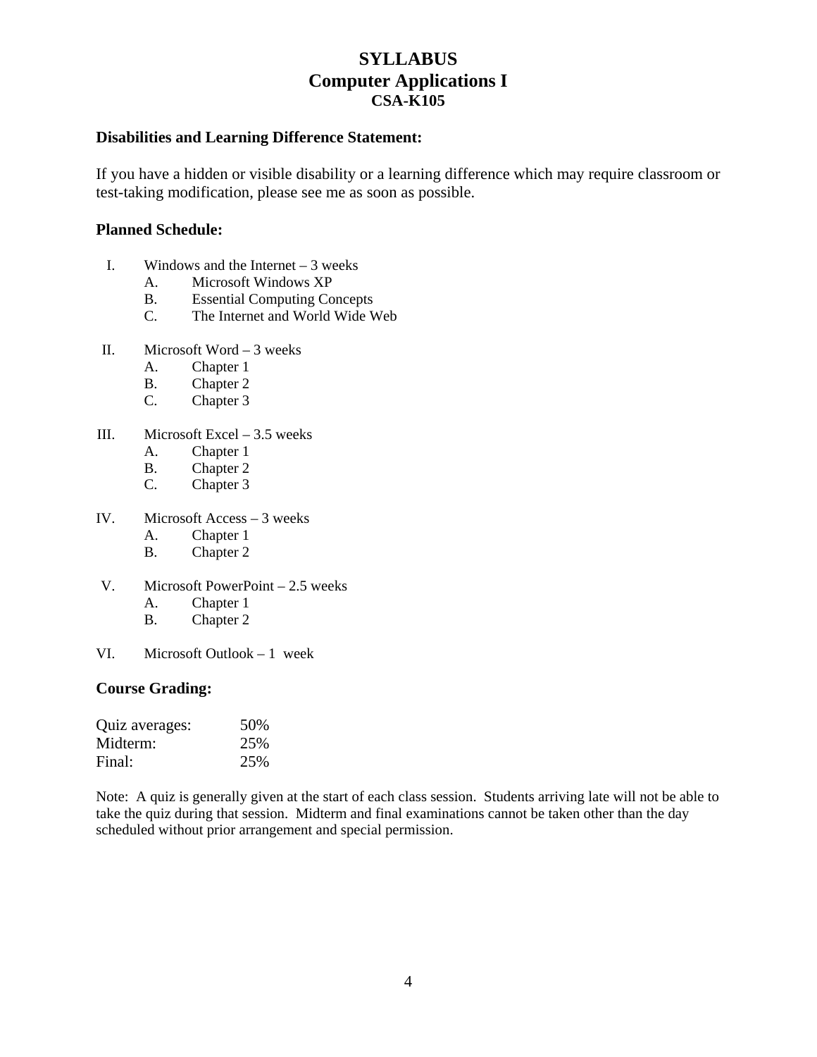# SYLLABUS
## Computer Applications I
### CSA-K105

**Disabilities and Learning Difference Statement:**

If you have a hidden or visible disability or a learning difference which may require classroom or test-taking modification, please see me as soon as possible.

**Planned Schedule:**

I. Windows and the Internet – 3 weeks
   - A. Microsoft Windows XP
   - B. Essential Computing Concepts
   - C. The Internet and World Wide Web

II. Microsoft Word – 3 weeks
   - A. Chapter 1
   - B. Chapter 2
   - C. Chapter 3

III. Microsoft Excel – 3.5 weeks
   - A. Chapter 1
   - B. Chapter 2
   - C. Chapter 3

IV. Microsoft Access – 3 weeks
   - A. Chapter 1
   - B. Chapter 2

V. Microsoft PowerPoint – 2.5 weeks
   - A. Chapter 1
   - B. Chapter 2

VI. Microsoft Outlook – 1 week

**Course Grading:**

| | |
|---|---|
| Quiz averages: | 50% |
| Midterm: | 25% |
| Final: | 25% |

Note: A quiz is generally given at the start of each class session. Students arriving late will not be able to take the quiz during that session. Midterm and final examinations cannot be taken other than the day scheduled without prior arrangement and special permission.